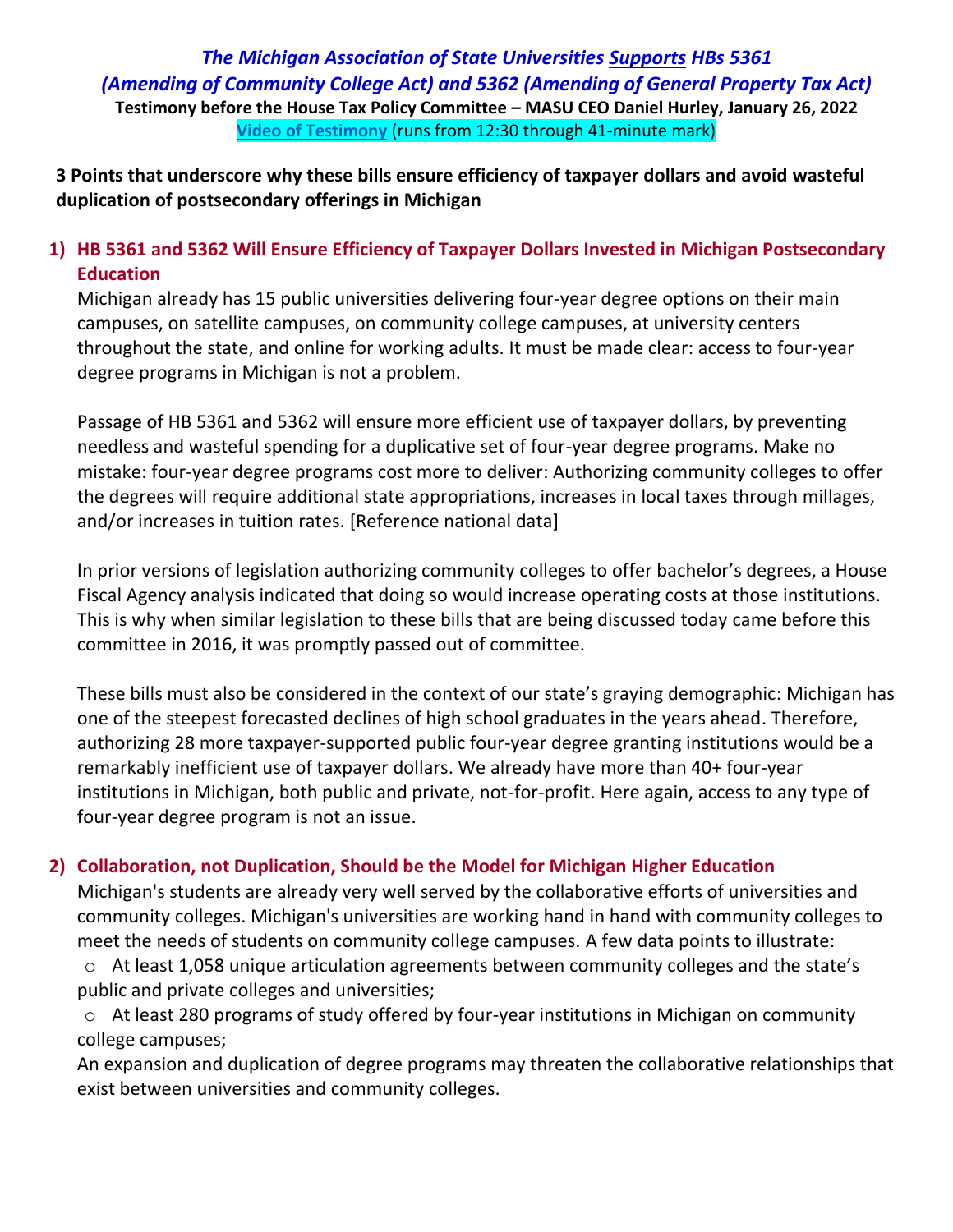# *The Michigan Association of State Universities Supports HBs 5361 (Amending of Community College Act) and 5362 (Amending of General Property Tax Act)*

**Testimony before the House Tax Policy Committee – MASU CEO Daniel Hurley, January 26, 2022**

**Video of Testimony** (runs from 12:30 through 41-minute mark)

**3 Points that underscore why these bills ensure efficiency of taxpayer dollars and avoid wasteful duplication of postsecondary offerings in Michigan**

## 1) HB 5361 and 5362 Will Ensure Efficiency of Taxpayer Dollars Invested in Michigan Postsecondary Education

Michigan already has 15 public universities delivering four-year degree options on their main campuses, on satellite campuses, on community college campuses, at university centers throughout the state, and online for working adults. It must be made clear: access to four-year degree programs in Michigan is not a problem.

Passage of HB 5361 and 5362 will ensure more efficient use of taxpayer dollars, by preventing needless and wasteful spending for a duplicative set of four-year degree programs. Make no mistake: four-year degree programs cost more to deliver: Authorizing community colleges to offer the degrees will require additional state appropriations, increases in local taxes through millages, and/or increases in tuition rates. [Reference national data]

In prior versions of legislation authorizing community colleges to offer bachelor's degrees, a House Fiscal Agency analysis indicated that doing so would increase operating costs at those institutions. This is why when similar legislation to these bills that are being discussed today came before this committee in 2016, it was promptly passed out of committee.

These bills must also be considered in the context of our state's graying demographic: Michigan has one of the steepest forecasted declines of high school graduates in the years ahead. Therefore, authorizing 28 more taxpayer-supported public four-year degree granting institutions would be a remarkably inefficient use of taxpayer dollars. We already have more than 40+ four-year institutions in Michigan, both public and private, not-for-profit. Here again, access to any type of four-year degree program is not an issue.

## 2) Collaboration, not Duplication, Should be the Model for Michigan Higher Education

Michigan's students are already very well served by the collaborative efforts of universities and community colleges. Michigan's universities are working hand in hand with community colleges to meet the needs of students on community college campuses. A few data points to illustrate:

- At least 1,058 unique articulation agreements between community colleges and the state's public and private colleges and universities;
- At least 280 programs of study offered by four-year institutions in Michigan on community college campuses;

An expansion and duplication of degree programs may threaten the collaborative relationships that exist between universities and community colleges.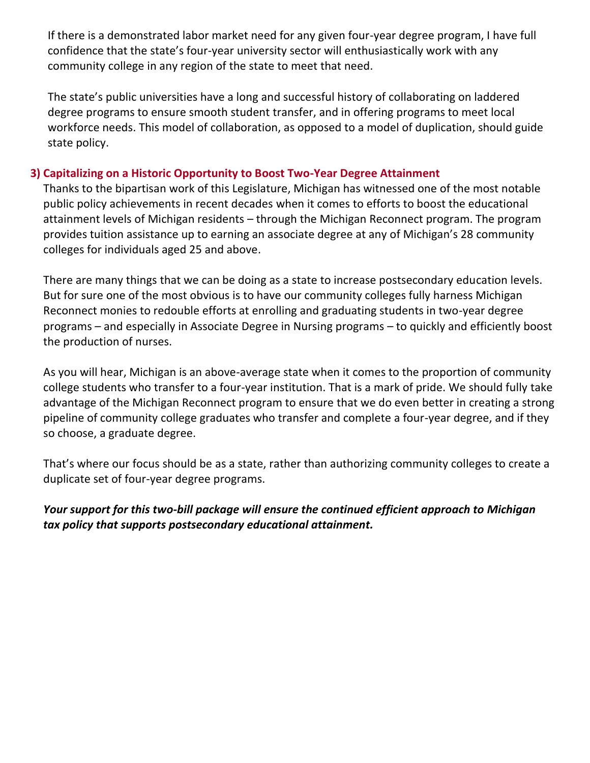If there is a demonstrated labor market need for any given four-year degree program, I have full confidence that the state's four-year university sector will enthusiastically work with any community college in any region of the state to meet that need.

The state's public universities have a long and successful history of collaborating on laddered degree programs to ensure smooth student transfer, and in offering programs to meet local workforce needs. This model of collaboration, as opposed to a model of duplication, should guide state policy.

### 3) Capitalizing on a Historic Opportunity to Boost Two-Year Degree Attainment

Thanks to the bipartisan work of this Legislature, Michigan has witnessed one of the most notable public policy achievements in recent decades when it comes to efforts to boost the educational attainment levels of Michigan residents – through the Michigan Reconnect program. The program provides tuition assistance up to earning an associate degree at any of Michigan's 28 community colleges for individuals aged 25 and above.

There are many things that we can be doing as a state to increase postsecondary education levels. But for sure one of the most obvious is to have our community colleges fully harness Michigan Reconnect monies to redouble efforts at enrolling and graduating students in two-year degree programs – and especially in Associate Degree in Nursing programs – to quickly and efficiently boost the production of nurses.

As you will hear, Michigan is an above-average state when it comes to the proportion of community college students who transfer to a four-year institution. That is a mark of pride. We should fully take advantage of the Michigan Reconnect program to ensure that we do even better in creating a strong pipeline of community college graduates who transfer and complete a four-year degree, and if they so choose, a graduate degree.

That's where our focus should be as a state, rather than authorizing community colleges to create a duplicate set of four-year degree programs.

***Your support for this two-bill package will ensure the continued efficient approach to Michigan tax policy that supports postsecondary educational attainment.***